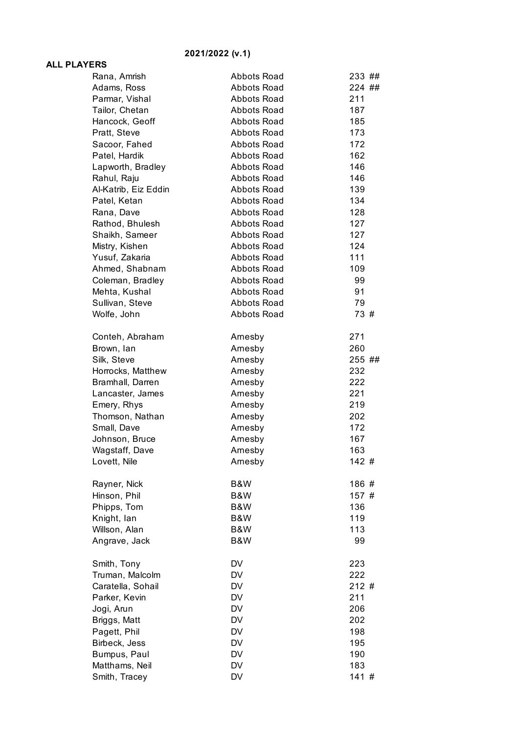**2021/2022 (v.1)**

**ALL PLAYERS**

| Player | Team | Score |
|---|---|---|
| Rana, Amrish | Abbots Road | 233 ## |
| Adams, Ross | Abbots Road | 224 ## |
| Parmar, Vishal | Abbots Road | 211 |
| Tailor, Chetan | Abbots Road | 187 |
| Hancock, Geoff | Abbots Road | 185 |
| Pratt, Steve | Abbots Road | 173 |
| Sacoor, Fahed | Abbots Road | 172 |
| Patel, Hardik | Abbots Road | 162 |
| Lapworth, Bradley | Abbots Road | 146 |
| Rahul, Raju | Abbots Road | 146 |
| Al-Katrib, Eiz Eddin | Abbots Road | 139 |
| Patel, Ketan | Abbots Road | 134 |
| Rana, Dave | Abbots Road | 128 |
| Rathod, Bhulesh | Abbots Road | 127 |
| Shaikh, Sameer | Abbots Road | 127 |
| Mistry, Kishen | Abbots Road | 124 |
| Yusuf, Zakaria | Abbots Road | 111 |
| Ahmed, Shabnam | Abbots Road | 109 |
| Coleman, Bradley | Abbots Road | 99 |
| Mehta, Kushal | Abbots Road | 91 |
| Sullivan, Steve | Abbots Road | 79 |
| Wolfe, John | Abbots Road | 73 # |
| | | |
| Conteh, Abraham | Arnesby | 271 |
| Brown, Ian | Arnesby | 260 |
| Silk, Steve | Arnesby | 255 ## |
| Horrocks, Matthew | Arnesby | 232 |
| Bramhall, Darren | Arnesby | 222 |
| Lancaster, James | Arnesby | 221 |
| Emery, Rhys | Arnesby | 219 |
| Thomson, Nathan | Arnesby | 202 |
| Small, Dave | Arnesby | 172 |
| Johnson, Bruce | Arnesby | 167 |
| Wagstaff, Dave | Arnesby | 163 |
| Lovett, Nile | Arnesby | 142 # |
| | | |
| Rayner, Nick | B&W | 186 # |
| Hinson, Phil | B&W | 157 # |
| Phipps, Tom | B&W | 136 |
| Knight, Ian | B&W | 119 |
| Willson, Alan | B&W | 113 |
| Angrave, Jack | B&W | 99 |
| | | |
| Smith, Tony | DV | 223 |
| Truman, Malcolm | DV | 222 |
| Caratella, Sohail | DV | 212 # |
| Parker, Kevin | DV | 211 |
| Jogi, Arun | DV | 206 |
| Briggs, Matt | DV | 202 |
| Pagett, Phil | DV | 198 |
| Birbeck, Jess | DV | 195 |
| Bumpus, Paul | DV | 190 |
| Matthams, Neil | DV | 183 |
| Smith, Tracey | DV | 141 # |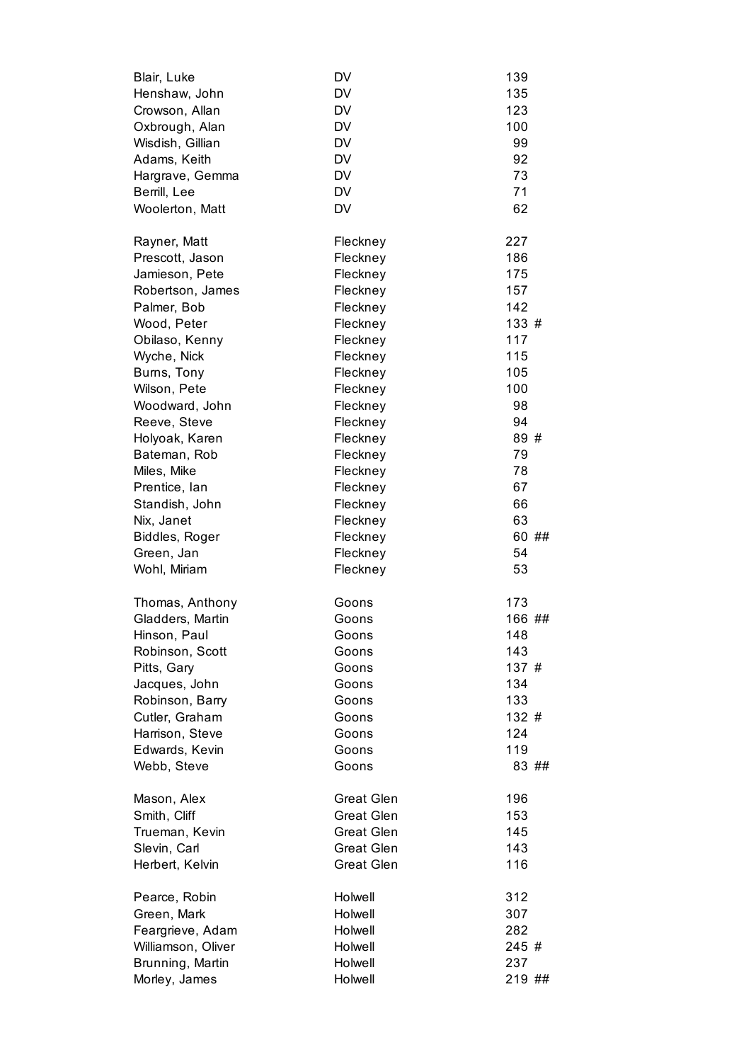| | | | |
|---|---|---|---|
| Blair, Luke | DV | 139 | |
| Henshaw, John | DV | 135 | |
| Crowson, Allan | DV | 123 | |
| Oxbrough, Alan | DV | 100 | |
| Wisdish, Gillian | DV | 99 | |
| Adams, Keith | DV | 92 | |
| Hargrave, Gemma | DV | 73 | |
| Berrill, Lee | DV | 71 | |
| Woolerton, Matt | DV | 62 | |
| | | | |
| Rayner, Matt | Fleckney | 227 | |
| Prescott, Jason | Fleckney | 186 | |
| Jamieson, Pete | Fleckney | 175 | |
| Robertson, James | Fleckney | 157 | |
| Palmer, Bob | Fleckney | 142 | |
| Wood, Peter | Fleckney | 133 | # |
| Obilaso, Kenny | Fleckney | 117 | |
| Wyche, Nick | Fleckney | 115 | |
| Burns, Tony | Fleckney | 105 | |
| Wilson, Pete | Fleckney | 100 | |
| Woodward, John | Fleckney | 98 | |
| Reeve, Steve | Fleckney | 94 | |
| Holyoak, Karen | Fleckney | 89 | # |
| Bateman, Rob | Fleckney | 79 | |
| Miles, Mike | Fleckney | 78 | |
| Prentice, Ian | Fleckney | 67 | |
| Standish, John | Fleckney | 66 | |
| Nix, Janet | Fleckney | 63 | |
| Biddles, Roger | Fleckney | 60 | ## |
| Green, Jan | Fleckney | 54 | |
| Wohl, Miriam | Fleckney | 53 | |
| | | | |
| Thomas, Anthony | Goons | 173 | |
| Gladders, Martin | Goons | 166 | ## |
| Hinson, Paul | Goons | 148 | |
| Robinson, Scott | Goons | 143 | |
| Pitts, Gary | Goons | 137 | # |
| Jacques, John | Goons | 134 | |
| Robinson, Barry | Goons | 133 | |
| Cutler, Graham | Goons | 132 | # |
| Harrison, Steve | Goons | 124 | |
| Edwards, Kevin | Goons | 119 | |
| Webb, Steve | Goons | 83 | ## |
| | | | |
| Mason, Alex | Great Glen | 196 | |
| Smith, Cliff | Great Glen | 153 | |
| Trueman, Kevin | Great Glen | 145 | |
| Slevin, Carl | Great Glen | 143 | |
| Herbert, Kelvin | Great Glen | 116 | |
| | | | |
| Pearce, Robin | Holwell | 312 | |
| Green, Mark | Holwell | 307 | |
| Feargrieve, Adam | Holwell | 282 | |
| Williamson, Oliver | Holwell | 245 | # |
| Brunning, Martin | Holwell | 237 | |
| Morley, James | Holwell | 219 | ## |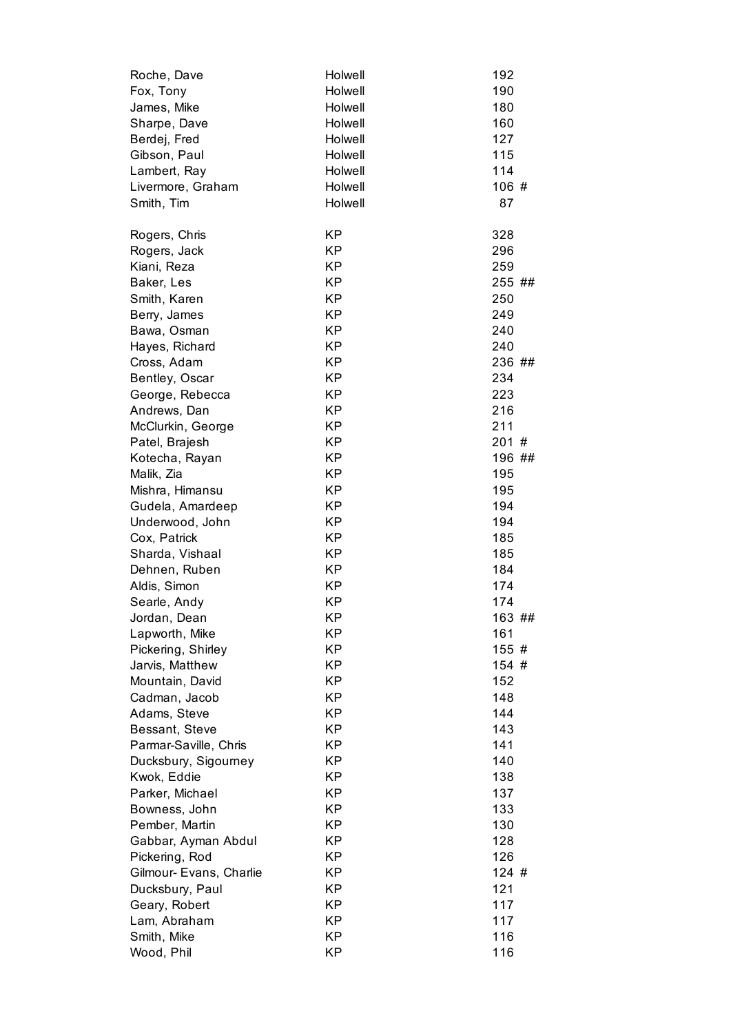| | | |
|---|---|---|
| Roche, Dave | Holwell | 192 |
| Fox, Tony | Holwell | 190 |
| James, Mike | Holwell | 180 |
| Sharpe, Dave | Holwell | 160 |
| Berdej, Fred | Holwell | 127 |
| Gibson, Paul | Holwell | 115 |
| Lambert, Ray | Holwell | 114 |
| Livermore, Graham | Holwell | 106 # |
| Smith, Tim | Holwell | 87 |
| | | |
| Rogers, Chris | KP | 328 |
| Rogers, Jack | KP | 296 |
| Kiani, Reza | KP | 259 |
| Baker, Les | KP | 255 ## |
| Smith, Karen | KP | 250 |
| Berry, James | KP | 249 |
| Bawa, Osman | KP | 240 |
| Hayes, Richard | KP | 240 |
| Cross, Adam | KP | 236 ## |
| Bentley, Oscar | KP | 234 |
| George, Rebecca | KP | 223 |
| Andrews, Dan | KP | 216 |
| McClurkin, George | KP | 211 |
| Patel, Brajesh | KP | 201 # |
| Kotecha, Rayan | KP | 196 ## |
| Malik, Zia | KP | 195 |
| Mishra, Himansu | KP | 195 |
| Gudela, Amardeep | KP | 194 |
| Underwood, John | KP | 194 |
| Cox, Patrick | KP | 185 |
| Sharda, Vishaal | KP | 185 |
| Dehnen, Ruben | KP | 184 |
| Aldis, Simon | KP | 174 |
| Searle, Andy | KP | 174 |
| Jordan, Dean | KP | 163 ## |
| Lapworth, Mike | KP | 161 |
| Pickering, Shirley | KP | 155 # |
| Jarvis, Matthew | KP | 154 # |
| Mountain, David | KP | 152 |
| Cadman, Jacob | KP | 148 |
| Adams, Steve | KP | 144 |
| Bessant, Steve | KP | 143 |
| Parmar-Saville, Chris | KP | 141 |
| Ducksbury, Sigourney | KP | 140 |
| Kwok, Eddie | KP | 138 |
| Parker, Michael | KP | 137 |
| Bowness, John | KP | 133 |
| Pember, Martin | KP | 130 |
| Gabbar, Ayman Abdul | KP | 128 |
| Pickering, Rod | KP | 126 |
| Gilmour- Evans, Charlie | KP | 124 # |
| Ducksbury, Paul | KP | 121 |
| Geary, Robert | KP | 117 |
| Lam, Abraham | KP | 117 |
| Smith, Mike | KP | 116 |
| Wood, Phil | KP | 116 |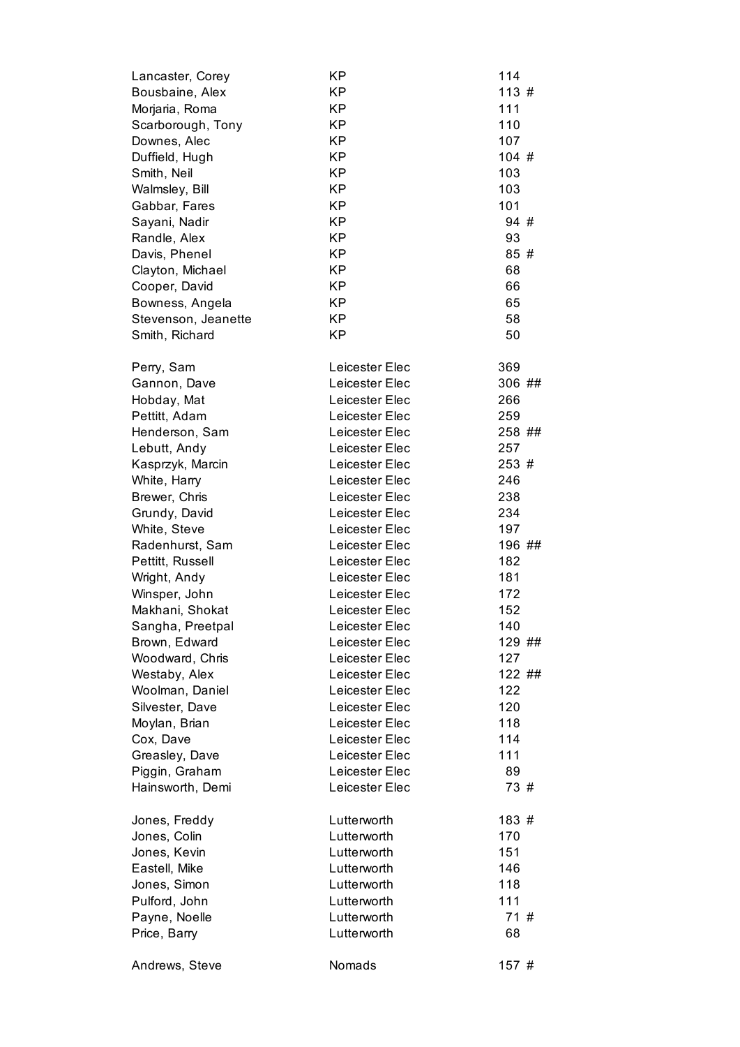| | | |
|---|---|---|
| Lancaster, Corey | KP | 114 |
| Bousbaine, Alex | KP | 113 # |
| Morjaria, Roma | KP | 111 |
| Scarborough, Tony | KP | 110 |
| Downes, Alec | KP | 107 |
| Duffield, Hugh | KP | 104 # |
| Smith, Neil | KP | 103 |
| Walmsley, Bill | KP | 103 |
| Gabbar, Fares | KP | 101 |
| Sayani, Nadir | KP | 94 # |
| Randle, Alex | KP | 93 |
| Davis, Phenel | KP | 85 # |
| Clayton, Michael | KP | 68 |
| Cooper, David | KP | 66 |
| Bowness, Angela | KP | 65 |
| Stevenson, Jeanette | KP | 58 |
| Smith, Richard | KP | 50 |
| | | |
| Perry, Sam | Leicester Elec | 369 |
| Gannon, Dave | Leicester Elec | 306 ## |
| Hobday, Mat | Leicester Elec | 266 |
| Pettitt, Adam | Leicester Elec | 259 |
| Henderson, Sam | Leicester Elec | 258 ## |
| Lebutt, Andy | Leicester Elec | 257 |
| Kasprzyk, Marcin | Leicester Elec | 253 # |
| White, Harry | Leicester Elec | 246 |
| Brewer, Chris | Leicester Elec | 238 |
| Grundy, David | Leicester Elec | 234 |
| White, Steve | Leicester Elec | 197 |
| Radenhurst, Sam | Leicester Elec | 196 ## |
| Pettitt, Russell | Leicester Elec | 182 |
| Wright, Andy | Leicester Elec | 181 |
| Winsper, John | Leicester Elec | 172 |
| Makhani, Shokat | Leicester Elec | 152 |
| Sangha, Preetpal | Leicester Elec | 140 |
| Brown, Edward | Leicester Elec | 129 ## |
| Woodward, Chris | Leicester Elec | 127 |
| Westaby, Alex | Leicester Elec | 122 ## |
| Woolman, Daniel | Leicester Elec | 122 |
| Silvester, Dave | Leicester Elec | 120 |
| Moylan, Brian | Leicester Elec | 118 |
| Cox, Dave | Leicester Elec | 114 |
| Greasley, Dave | Leicester Elec | 111 |
| Piggin, Graham | Leicester Elec | 89 |
| Hainsworth, Demi | Leicester Elec | 73 # |
| | | |
| Jones, Freddy | Lutterworth | 183 # |
| Jones, Colin | Lutterworth | 170 |
| Jones, Kevin | Lutterworth | 151 |
| Eastell, Mike | Lutterworth | 146 |
| Jones, Simon | Lutterworth | 118 |
| Pulford, John | Lutterworth | 111 |
| Payne, Noelle | Lutterworth | 71 # |
| Price, Barry | Lutterworth | 68 |
| | | |
| Andrews, Steve | Nomads | 157 # |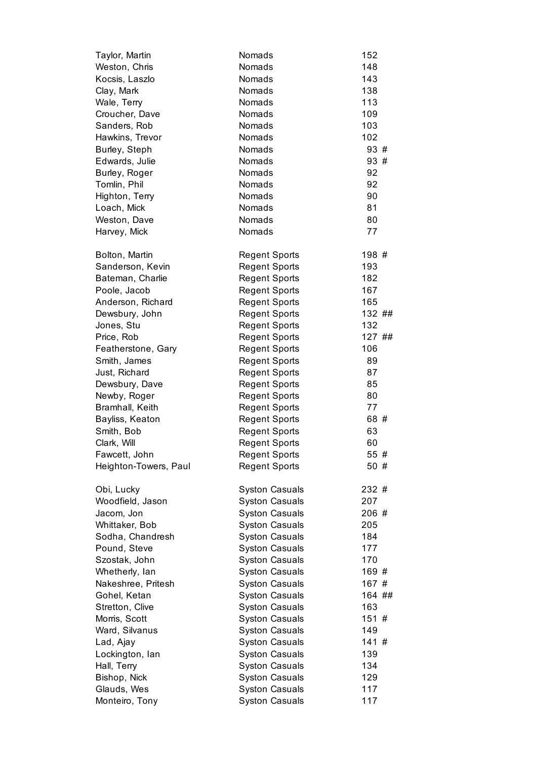| | | |
|---|---|---|
| Taylor, Martin | Nomads | 152 |
| Weston, Chris | Nomads | 148 |
| Kocsis, Laszlo | Nomads | 143 |
| Clay, Mark | Nomads | 138 |
| Wale, Terry | Nomads | 113 |
| Croucher, Dave | Nomads | 109 |
| Sanders, Rob | Nomads | 103 |
| Hawkins, Trevor | Nomads | 102 |
| Burley, Steph | Nomads | 93 # |
| Edwards, Julie | Nomads | 93 # |
| Burley, Roger | Nomads | 92 |
| Tomlin, Phil | Nomads | 92 |
| Highton, Terry | Nomads | 90 |
| Loach, Mick | Nomads | 81 |
| Weston, Dave | Nomads | 80 |
| Harvey, Mick | Nomads | 77 |
| | | |
| Bolton, Martin | Regent Sports | 198 # |
| Sanderson, Kevin | Regent Sports | 193 |
| Bateman, Charlie | Regent Sports | 182 |
| Poole, Jacob | Regent Sports | 167 |
| Anderson, Richard | Regent Sports | 165 |
| Dewsbury, John | Regent Sports | 132 ## |
| Jones, Stu | Regent Sports | 132 |
| Price, Rob | Regent Sports | 127 ## |
| Featherstone, Gary | Regent Sports | 106 |
| Smith, James | Regent Sports | 89 |
| Just, Richard | Regent Sports | 87 |
| Dewsbury, Dave | Regent Sports | 85 |
| Newby, Roger | Regent Sports | 80 |
| Bramhall, Keith | Regent Sports | 77 |
| Bayliss, Keaton | Regent Sports | 68 # |
| Smith, Bob | Regent Sports | 63 |
| Clark, Will | Regent Sports | 60 |
| Fawcett, John | Regent Sports | 55 # |
| Heighton-Towers, Paul | Regent Sports | 50 # |
| | | |
| Obi, Lucky | Syston Casuals | 232 # |
| Woodfield, Jason | Syston Casuals | 207 |
| Jacom, Jon | Syston Casuals | 206 # |
| Whittaker, Bob | Syston Casuals | 205 |
| Sodha, Chandresh | Syston Casuals | 184 |
| Pound, Steve | Syston Casuals | 177 |
| Szostak, John | Syston Casuals | 170 |
| Whetherly, Ian | Syston Casuals | 169 # |
| Nakeshree, Pritesh | Syston Casuals | 167 # |
| Gohel, Ketan | Syston Casuals | 164 ## |
| Stretton, Clive | Syston Casuals | 163 |
| Morris, Scott | Syston Casuals | 151 # |
| Ward, Silvanus | Syston Casuals | 149 |
| Lad, Ajay | Syston Casuals | 141 # |
| Lockington, Ian | Syston Casuals | 139 |
| Hall, Terry | Syston Casuals | 134 |
| Bishop, Nick | Syston Casuals | 129 |
| Glauds, Wes | Syston Casuals | 117 |
| Monteiro, Tony | Syston Casuals | 117 |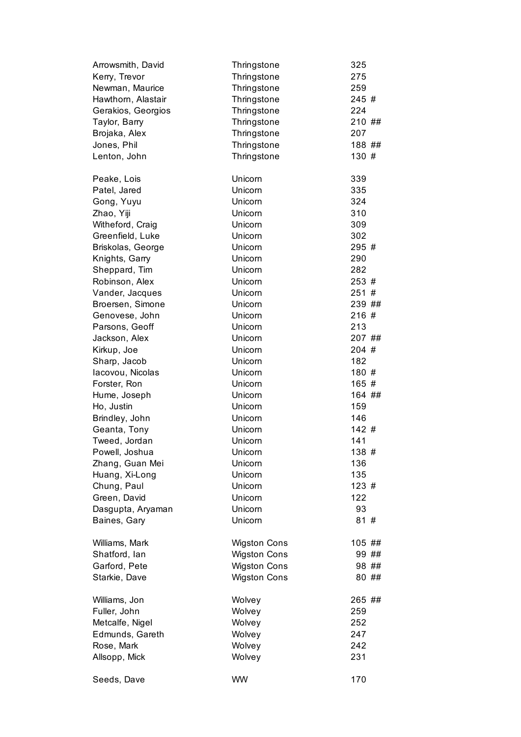| | | |
|---|---|---|
| Arrowsmith, David | Thringstone | 325 |
| Kerry, Trevor | Thringstone | 275 |
| Newman, Maurice | Thringstone | 259 |
| Hawthorn, Alastair | Thringstone | 245 # |
| Gerakios, Georgios | Thringstone | 224 |
| Taylor, Barry | Thringstone | 210 ## |
| Brojaka, Alex | Thringstone | 207 |
| Jones, Phil | Thringstone | 188 ## |
| Lenton, John | Thringstone | 130 # |
| | | |
| Peake, Lois | Unicorn | 339 |
| Patel, Jared | Unicorn | 335 |
| Gong, Yuyu | Unicorn | 324 |
| Zhao, Yiji | Unicorn | 310 |
| Witheford, Craig | Unicorn | 309 |
| Greenfield, Luke | Unicorn | 302 |
| Briskolas, George | Unicorn | 295 # |
| Knights, Garry | Unicorn | 290 |
| Sheppard, Tim | Unicorn | 282 |
| Robinson, Alex | Unicorn | 253 # |
| Vander, Jacques | Unicorn | 251 # |
| Broersen, Simone | Unicorn | 239 ## |
| Genovese, John | Unicorn | 216 # |
| Parsons, Geoff | Unicorn | 213 |
| Jackson, Alex | Unicorn | 207 ## |
| Kirkup, Joe | Unicorn | 204 # |
| Sharp, Jacob | Unicorn | 182 |
| Iacovou, Nicolas | Unicorn | 180 # |
| Forster, Ron | Unicorn | 165 # |
| Hume, Joseph | Unicorn | 164 ## |
| Ho, Justin | Unicorn | 159 |
| Brindley, John | Unicorn | 146 |
| Geanta, Tony | Unicorn | 142 # |
| Tweed, Jordan | Unicorn | 141 |
| Powell, Joshua | Unicorn | 138 # |
| Zhang, Guan Mei | Unicorn | 136 |
| Huang, Xi-Long | Unicorn | 135 |
| Chung, Paul | Unicorn | 123 # |
| Green, David | Unicorn | 122 |
| Dasgupta, Aryaman | Unicorn | 93 |
| Baines, Gary | Unicorn | 81 # |
| | | |
| Williams, Mark | Wigston Cons | 105 ## |
| Shatford, Ian | Wigston Cons | 99 ## |
| Garford, Pete | Wigston Cons | 98 ## |
| Starkie, Dave | Wigston Cons | 80 ## |
| | | |
| Williams, Jon | Wolvey | 265 ## |
| Fuller, John | Wolvey | 259 |
| Metcalfe, Nigel | Wolvey | 252 |
| Edmunds, Gareth | Wolvey | 247 |
| Rose, Mark | Wolvey | 242 |
| Allsopp, Mick | Wolvey | 231 |
| | | |
| Seeds, Dave | WW | 170 |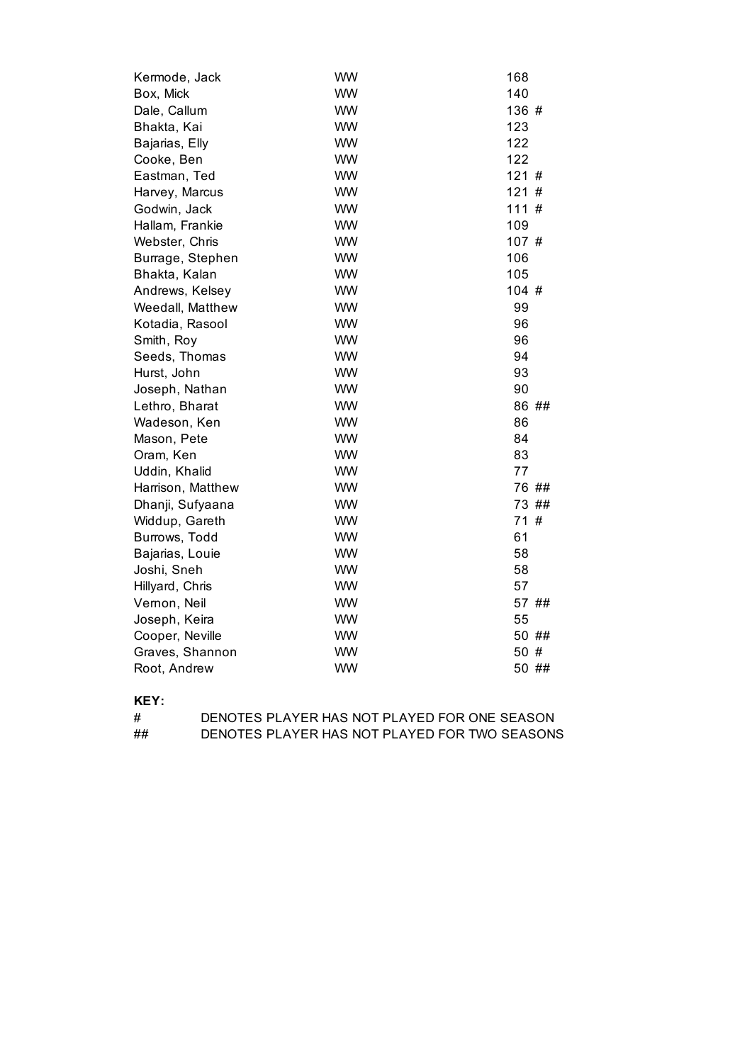| | | | |
|---|---|---|---|
| Kermode, Jack | WW | 168 | |
| Box, Mick | WW | 140 | |
| Dale, Callum | WW | 136 | # |
| Bhakta, Kai | WW | 123 | |
| Bajarias, Elly | WW | 122 | |
| Cooke, Ben | WW | 122 | |
| Eastman, Ted | WW | 121 | # |
| Harvey, Marcus | WW | 121 | # |
| Godwin, Jack | WW | 111 | # |
| Hallam, Frankie | WW | 109 | |
| Webster, Chris | WW | 107 | # |
| Burrage, Stephen | WW | 106 | |
| Bhakta, Kalan | WW | 105 | |
| Andrews, Kelsey | WW | 104 | # |
| Weedall, Matthew | WW | 99 | |
| Kotadia, Rasool | WW | 96 | |
| Smith, Roy | WW | 96 | |
| Seeds, Thomas | WW | 94 | |
| Hurst, John | WW | 93 | |
| Joseph, Nathan | WW | 90 | |
| Lethro, Bharat | WW | 86 | ## |
| Wadeson, Ken | WW | 86 | |
| Mason, Pete | WW | 84 | |
| Oram, Ken | WW | 83 | |
| Uddin, Khalid | WW | 77 | |
| Harrison, Matthew | WW | 76 | ## |
| Dhanji, Sufyaana | WW | 73 | ## |
| Widdup, Gareth | WW | 71 | # |
| Burrows, Todd | WW | 61 | |
| Bajarias, Louie | WW | 58 | |
| Joshi, Sneh | WW | 58 | |
| Hillyard, Chris | WW | 57 | |
| Vernon, Neil | WW | 57 | ## |
| Joseph, Keira | WW | 55 | |
| Cooper, Neville | WW | 50 | ## |
| Graves, Shannon | WW | 50 | # |
| Root, Andrew | WW | 50 | ## |

**KEY:**

| | |
|---|---|
| # | DENOTES PLAYER HAS NOT PLAYED FOR ONE SEASON |
| ## | DENOTES PLAYER HAS NOT PLAYED FOR TWO SEASONS |